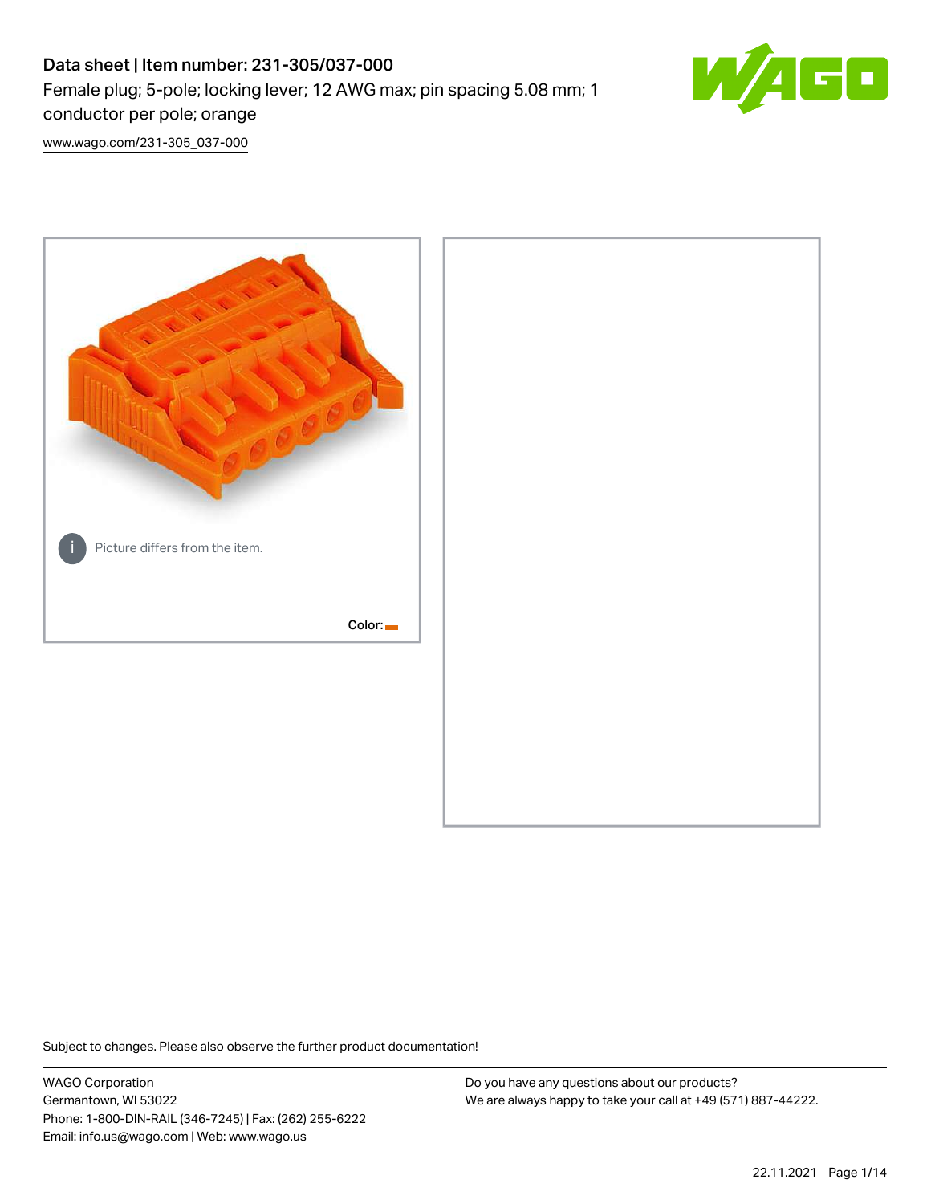# Data sheet | Item number: 231-305/037-000

Female plug; 5-pole; locking lever; 12 AWG max; pin spacing 5.08 mm; 1 conductor per pole; orange

[www.wago.com/231-305_037-000](www.wago.com/231-305_037-000)

Picture differs from the item.

Color:

Subject to changes. Please also observe the further product documentation!

WAGO Corporation
Germantown, WI 53022
Phone: 1-800-DIN-RAIL (346-7245) | Fax: (262) 255-6222
Email: info.us@wago.com | Web: www.wago.us

Do you have any questions about our products?
We are always happy to take your call at +49 (571) 887-44222.

22.11.2021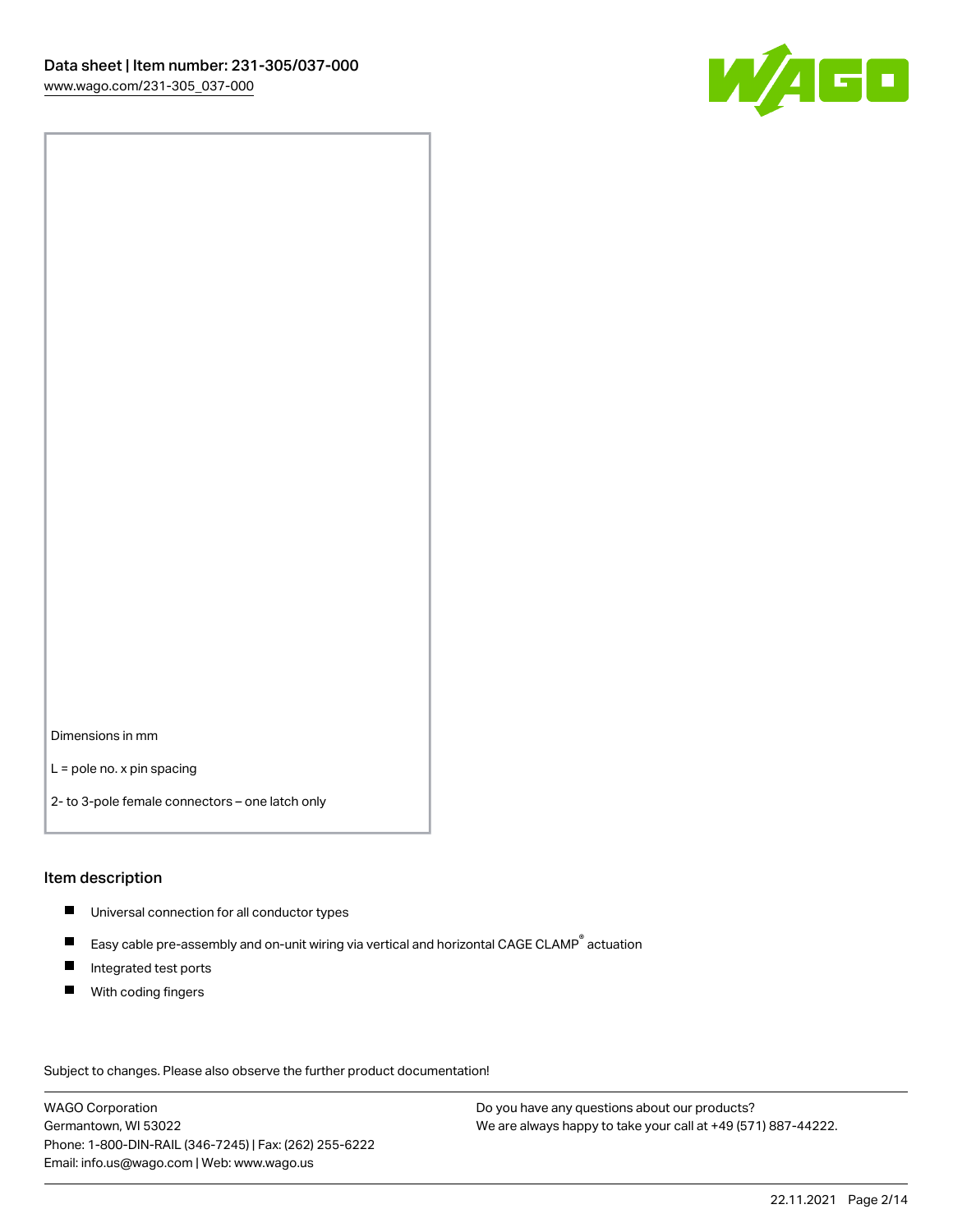Dimensions in mm

L = pole no. x pin spacing

2- to 3-pole female connectors – one latch only

## Item description

- Universal connection for all conductor types
- Easy cable pre-assembly and on-unit wiring via vertical and horizontal CAGE CLAMP® actuation
- Integrated test ports
- With coding fingers

Subject to changes. Please also observe the further product documentation!

WAGO Corporation
Germantown, WI 53022
Phone: 1-800-DIN-RAIL (346-7245) | Fax: (262) 255-6222
Email: info.us@wago.com | Web: www.wago.us

Do you have any questions about our products?
We are always happy to take your call at +49 (571) 887-44222.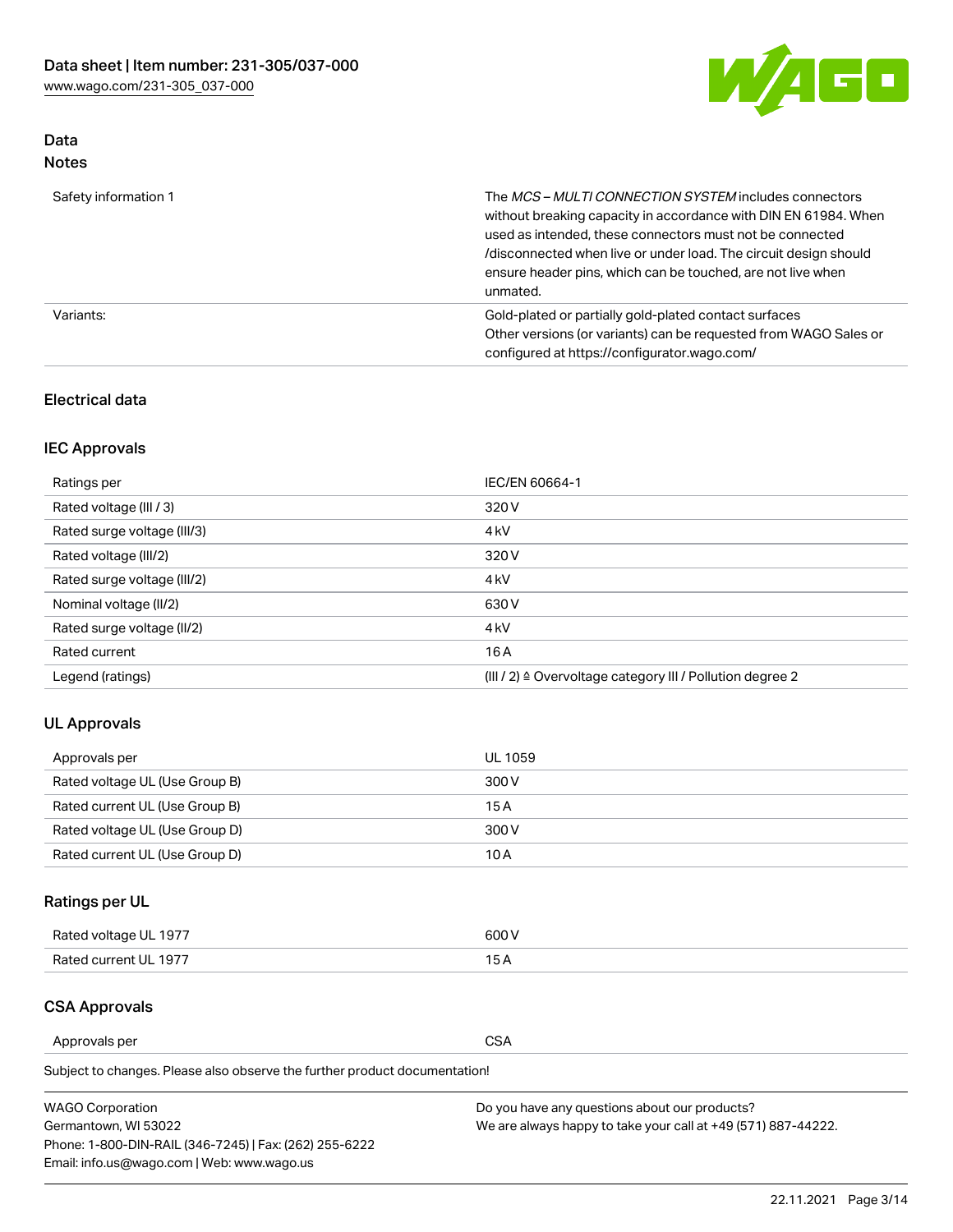## Data
### Notes

| | |
|---|---|
| Safety information 1 | The *MCS – MULTI CONNECTION SYSTEM* includes connectors without breaking capacity in accordance with DIN EN 61984. When used as intended, these connectors must not be connected /disconnected when live or under load. The circuit design should ensure header pins, which can be touched, are not live when unmated. |
| Variants: | Gold-plated or partially gold-plated contact surfaces<br>Other versions (or variants) can be requested from WAGO Sales or configured at https://configurator.wago.com/ |

## Electrical data

### IEC Approvals

| | |
|---|---|
| Ratings per | IEC/EN 60664-1 |
| Rated voltage (III / 3) | 320 V |
| Rated surge voltage (III/3) | 4 kV |
| Rated voltage (III/2) | 320 V |
| Rated surge voltage (III/2) | 4 kV |
| Nominal voltage (II/2) | 630 V |
| Rated surge voltage (II/2) | 4 kV |
| Rated current | 16 A |
| Legend (ratings) | (III / 2) ≙ Overvoltage category III / Pollution degree 2 |

### UL Approvals

| | |
|---|---|
| Approvals per | UL 1059 |
| Rated voltage UL (Use Group B) | 300 V |
| Rated current UL (Use Group B) | 15 A |
| Rated voltage UL (Use Group D) | 300 V |
| Rated current UL (Use Group D) | 10 A |

### Ratings per UL

| | |
|---|---|
| Rated voltage UL 1977 | 600 V |
| Rated current UL 1977 | 15 A |

### CSA Approvals

| | |
|---|---|
| Approvals per | CSA |

Subject to changes. Please also observe the further product documentation!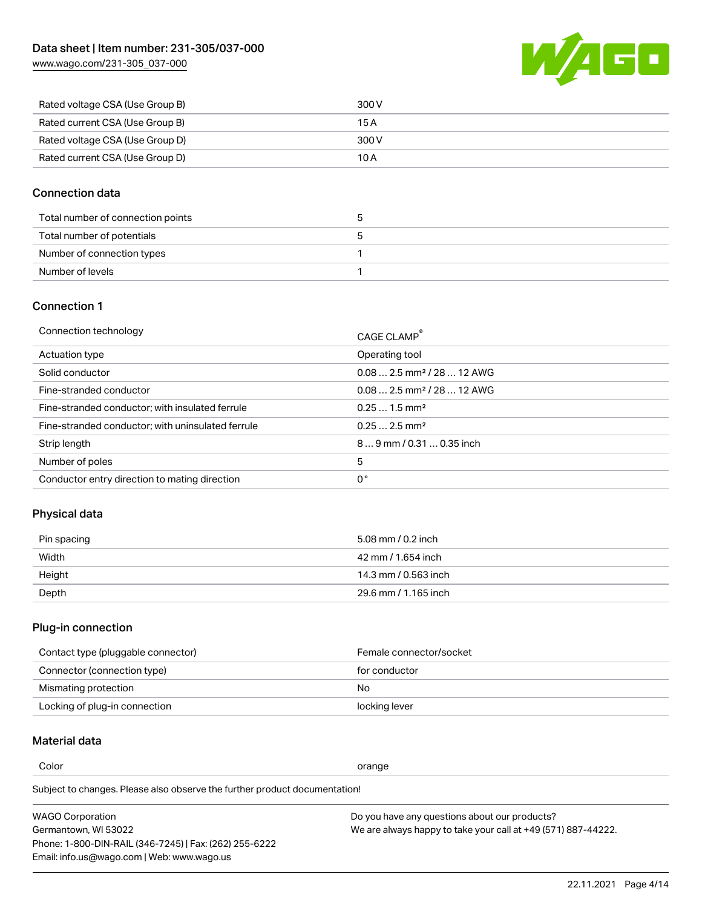| | |
|---|---|
| Rated voltage CSA (Use Group B) | 300 V |
| Rated current CSA (Use Group B) | 15 A |
| Rated voltage CSA (Use Group D) | 300 V |
| Rated current CSA (Use Group D) | 10 A |

## Connection data

| | |
|---|---|
| Total number of connection points | 5 |
| Total number of potentials | 5 |
| Number of connection types | 1 |
| Number of levels | 1 |

## Connection 1

| | |
|---|---|
| Connection technology | CAGE CLAMP® |
| Actuation type | Operating tool |
| Solid conductor | 0.08 … 2.5 mm² / 28 … 12 AWG |
| Fine-stranded conductor | 0.08 … 2.5 mm² / 28 … 12 AWG |
| Fine-stranded conductor; with insulated ferrule | 0.25 … 1.5 mm² |
| Fine-stranded conductor; with uninsulated ferrule | 0.25 … 2.5 mm² |
| Strip length | 8 … 9 mm / 0.31 … 0.35 inch |
| Number of poles | 5 |
| Conductor entry direction to mating direction | 0° |

## Physical data

| | |
|---|---|
| Pin spacing | 5.08 mm / 0.2 inch |
| Width | 42 mm / 1.654 inch |
| Height | 14.3 mm / 0.563 inch |
| Depth | 29.6 mm / 1.165 inch |

## Plug-in connection

| | |
|---|---|
| Contact type (pluggable connector) | Female connector/socket |
| Connector (connection type) | for conductor |
| Mismating protection | No |
| Locking of plug-in connection | locking lever |

## Material data

| | |
|---|---|
| Color | orange |

Subject to changes. Please also observe the further product documentation!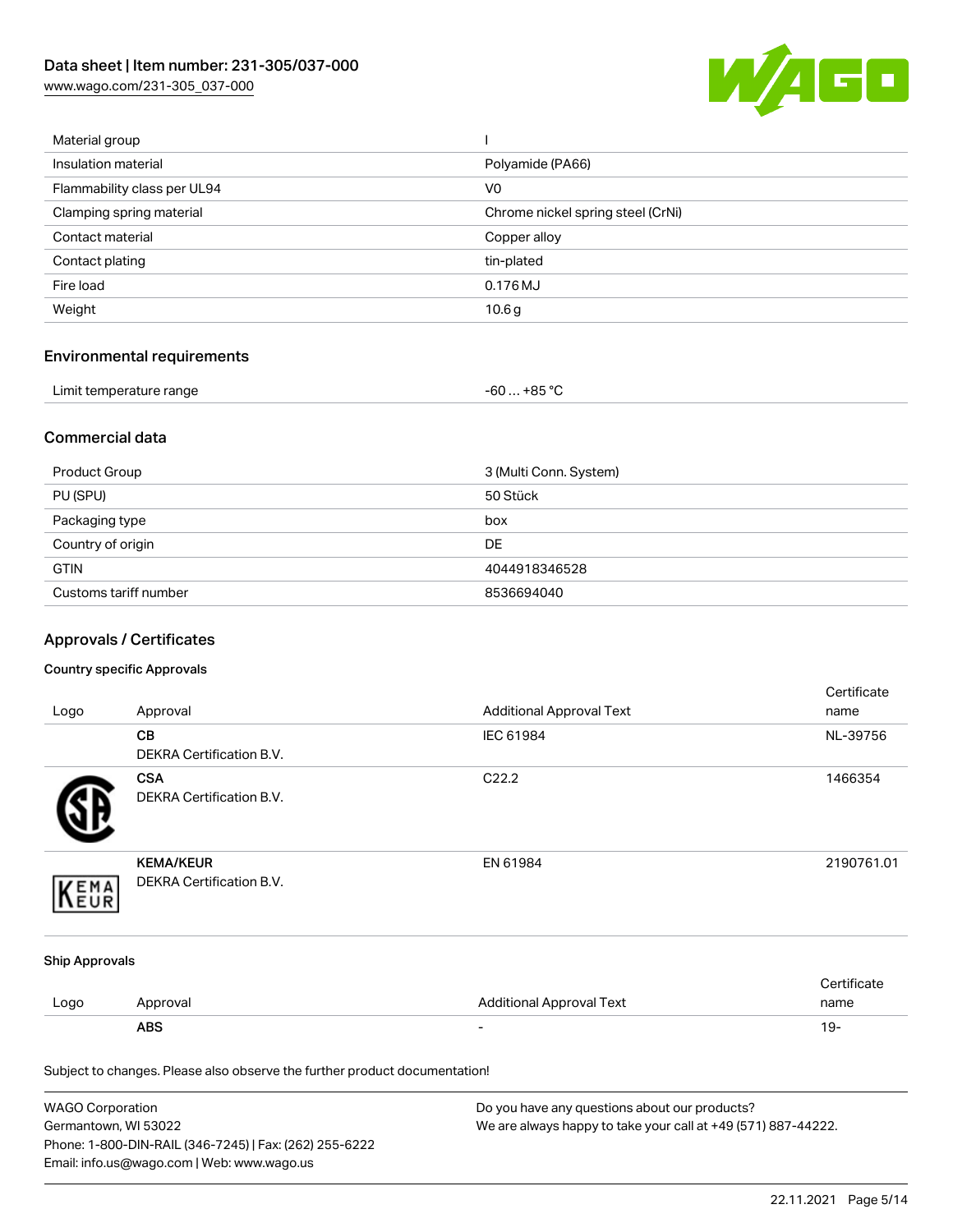| Material group | I |
| --- | --- |
| Insulation material | Polyamide (PA66) |
| Flammability class per UL94 | V0 |
| Clamping spring material | Chrome nickel spring steel (CrNi) |
| Contact material | Copper alloy |
| Contact plating | tin-plated |
| Fire load | 0.176 MJ |
| Weight | 10.6 g |

## Environmental requirements

| Limit temperature range | -60 … +85 °C |
| --- | --- |

## Commercial data

| Product Group | 3 (Multi Conn. System) |
| --- | --- |
| PU (SPU) | 50 Stück |
| Packaging type | box |
| Country of origin | DE |
| GTIN | 4044918346528 |
| Customs tariff number | 8536694040 |

## Approvals / Certificates

### Country specific Approvals

| Logo | Approval | Additional Approval Text | Certificate name |
| --- | --- | --- | --- |
| | **CB** DEKRA Certification B.V. | IEC 61984 | NL-39756 |
| | **CSA** DEKRA Certification B.V. | C22.2 | 1466354 |
| | **KEMA/KEUR** DEKRA Certification B.V. | EN 61984 | 2190761.01 |

### Ship Approvals

| Logo | Approval | Additional Approval Text | Certificate name |
| --- | --- | --- | --- |
| | **ABS** | - | 19- |

Subject to changes. Please also observe the further product documentation!

WAGO Corporation
Germantown, WI 53022
Phone: 1-800-DIN-RAIL (346-7245) | Fax: (262) 255-6222
Email: info.us@wago.com | Web: www.wago.us

Do you have any questions about our products?
We are always happy to take your call at +49 (571) 887-44222.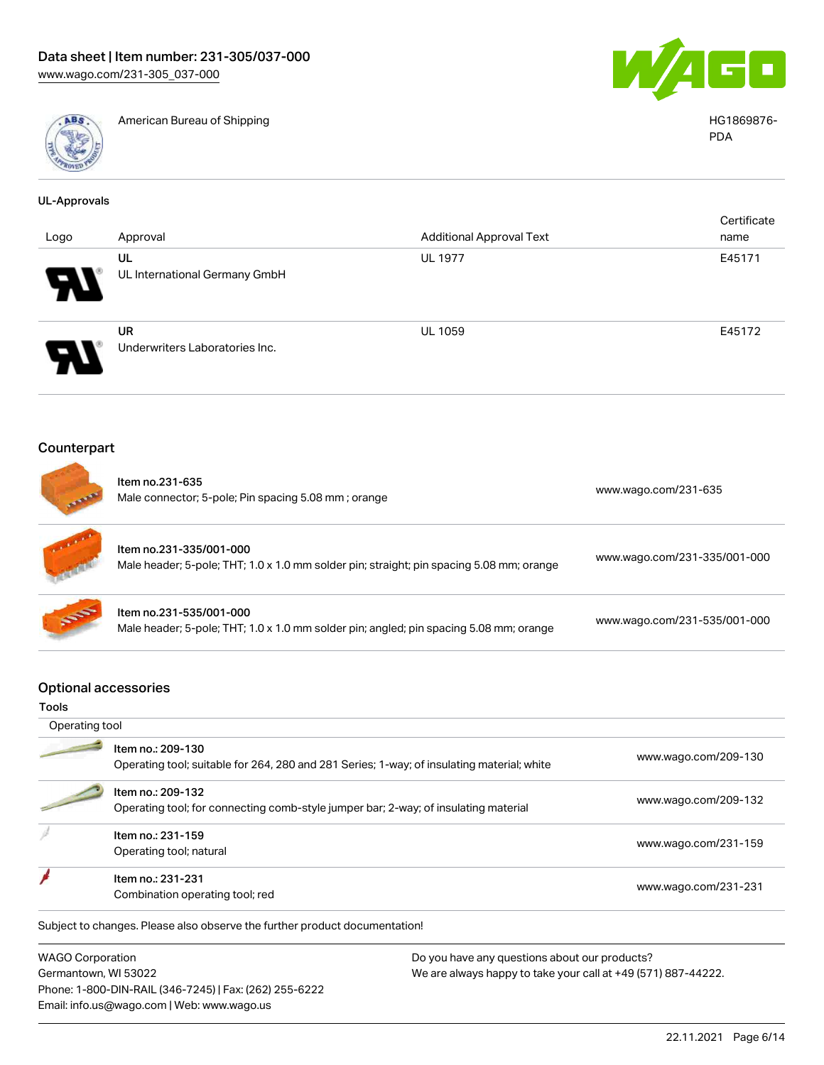| | | |
|---|---|---|
| | American Bureau of Shipping | HG1869876-PDA |

**UL-Approvals**

| Logo | Approval | Additional Approval Text | Certificate name |
|---|---|---|---|
| | UL<br>UL International Germany GmbH | UL 1977 | E45171 |
| | UR<br>Underwriters Laboratories Inc. | UL 1059 | E45172 |

## Counterpart

| | | |
|---|---|---|
| | Item no.231-635<br>Male connector; 5-pole; Pin spacing 5.08 mm ; orange | www.wago.com/231-635 |
| | Item no.231-335/001-000<br>Male header; 5-pole; THT; 1.0 x 1.0 mm solder pin; straight; pin spacing 5.08 mm; orange | www.wago.com/231-335/001-000 |
| | Item no.231-535/001-000<br>Male header; 5-pole; THT; 1.0 x 1.0 mm solder pin; angled; pin spacing 5.08 mm; orange | www.wago.com/231-535/001-000 |

## Optional accessories

**Tools**

| Operating tool | | |
|---|---|---|
| | Item no.: 209-130<br>Operating tool; suitable for 264, 280 and 281 Series; 1-way; of insulating material; white | www.wago.com/209-130 |
| | Item no.: 209-132<br>Operating tool; for connecting comb-style jumper bar; 2-way; of insulating material | www.wago.com/209-132 |
| | Item no.: 231-159<br>Operating tool; natural | www.wago.com/231-159 |
| | Item no.: 231-231<br>Combination operating tool; red | www.wago.com/231-231 |

Subject to changes. Please also observe the further product documentation!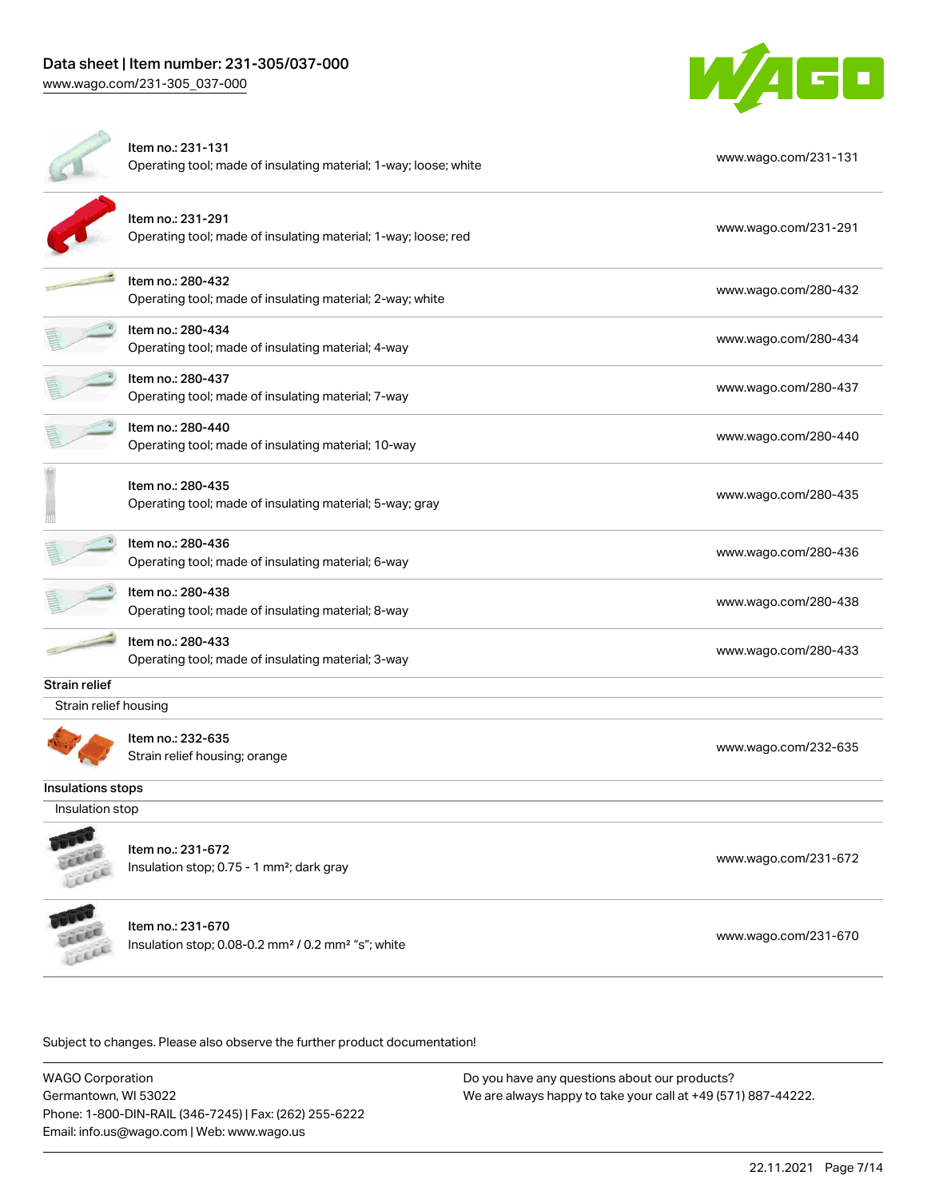| Item | Link |
| --- | --- |
| Item no.: 231-131<br>Operating tool; made of insulating material; 1-way; loose; white | www.wago.com/231-131 |
| Item no.: 231-291<br>Operating tool; made of insulating material; 1-way; loose; red | www.wago.com/231-291 |
| Item no.: 280-432<br>Operating tool; made of insulating material; 2-way; white | www.wago.com/280-432 |
| Item no.: 280-434<br>Operating tool; made of insulating material; 4-way | www.wago.com/280-434 |
| Item no.: 280-437<br>Operating tool; made of insulating material; 7-way | www.wago.com/280-437 |
| Item no.: 280-440<br>Operating tool; made of insulating material; 10-way | www.wago.com/280-440 |
| Item no.: 280-435<br>Operating tool; made of insulating material; 5-way; gray | www.wago.com/280-435 |
| Item no.: 280-436<br>Operating tool; made of insulating material; 6-way | www.wago.com/280-436 |
| Item no.: 280-438<br>Operating tool; made of insulating material; 8-way | www.wago.com/280-438 |
| Item no.: 280-433<br>Operating tool; made of insulating material; 3-way | www.wago.com/280-433 |

## Strain relief

### Strain relief housing

| Item | Link |
| --- | --- |
| Item no.: 232-635<br>Strain relief housing; orange | www.wago.com/232-635 |

## Insulations stops

### Insulation stop

| Item | Link |
| --- | --- |
| Item no.: 231-672<br>Insulation stop; 0.75 - 1 mm²; dark gray | www.wago.com/231-672 |
| Item no.: 231-670<br>Insulation stop; 0.08-0.2 mm² / 0.2 mm² "s"; white | www.wago.com/231-670 |

Subject to changes. Please also observe the further product documentation!

WAGO Corporation
Germantown, WI 53022
Phone: 1-800-DIN-RAIL (346-7245) | Fax: (262) 255-6222
Email: info.us@wago.com | Web: www.wago.us

Do you have any questions about our products?
We are always happy to take your call at +49 (571) 887-44222.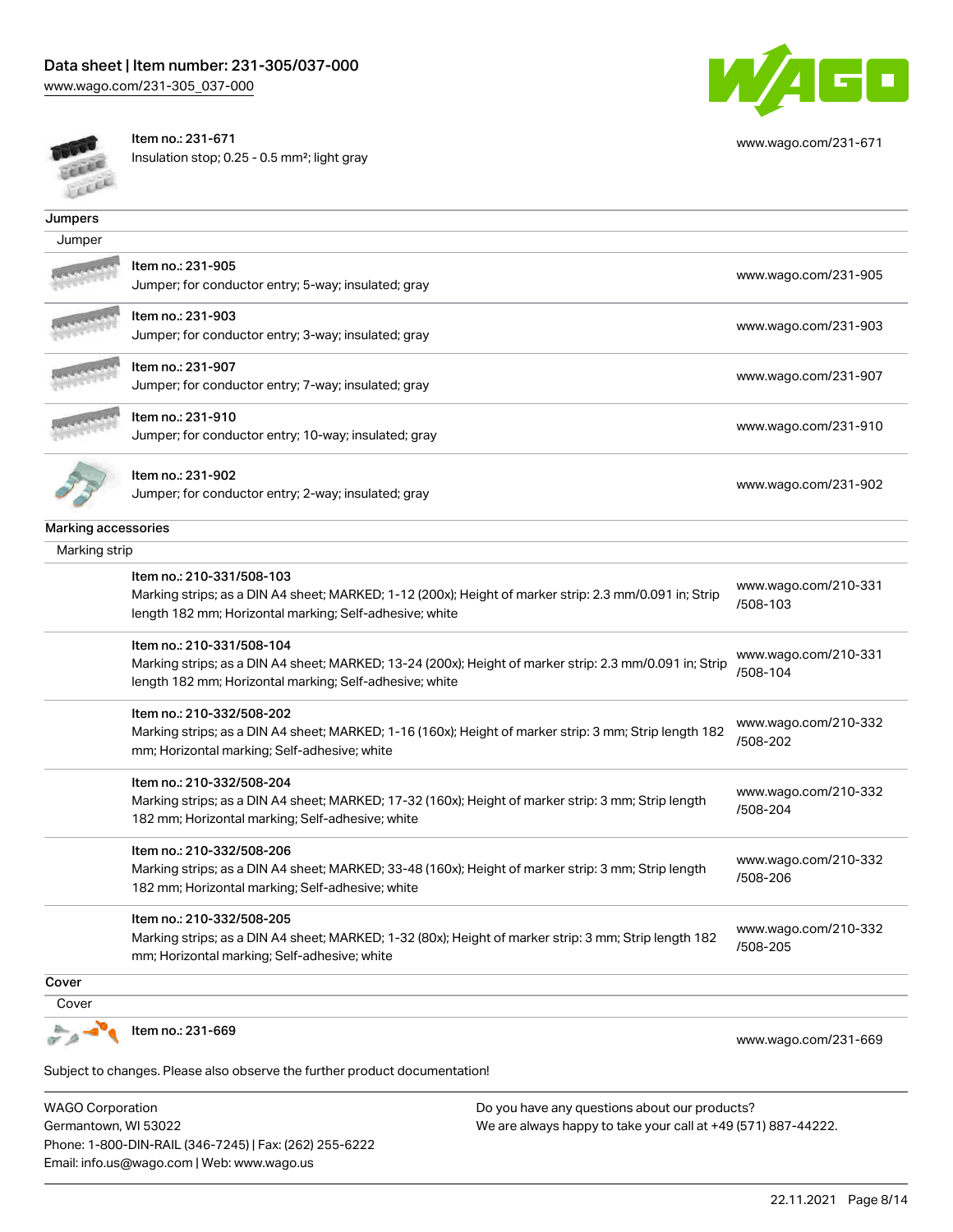Item no.: 231-671
Insulation stop; 0.25 - 0.5 mm²; light gray

www.wago.com/231-671

## Jumpers

### Jumper

| Item | Link |
| --- | --- |
| Item no.: 231-905<br>Jumper; for conductor entry; 5-way; insulated; gray | www.wago.com/231-905 |
| Item no.: 231-903<br>Jumper; for conductor entry; 3-way; insulated; gray | www.wago.com/231-903 |
| Item no.: 231-907<br>Jumper; for conductor entry; 7-way; insulated; gray | www.wago.com/231-907 |
| Item no.: 231-910<br>Jumper; for conductor entry; 10-way; insulated; gray | www.wago.com/231-910 |
| Item no.: 231-902<br>Jumper; for conductor entry; 2-way; insulated; gray | www.wago.com/231-902 |

## Marking accessories

### Marking strip

| Item | Link |
| --- | --- |
| Item no.: 210-331/508-103<br>Marking strips; as a DIN A4 sheet; MARKED; 1-12 (200x); Height of marker strip: 2.3 mm/0.091 in; Strip length 182 mm; Horizontal marking; Self-adhesive; white | www.wago.com/210-331/508-103 |
| Item no.: 210-331/508-104<br>Marking strips; as a DIN A4 sheet; MARKED; 13-24 (200x); Height of marker strip: 2.3 mm/0.091 in; Strip length 182 mm; Horizontal marking; Self-adhesive; white | www.wago.com/210-331/508-104 |
| Item no.: 210-332/508-202<br>Marking strips; as a DIN A4 sheet; MARKED; 1-16 (160x); Height of marker strip: 3 mm; Strip length 182 mm; Horizontal marking; Self-adhesive; white | www.wago.com/210-332/508-202 |
| Item no.: 210-332/508-204<br>Marking strips; as a DIN A4 sheet; MARKED; 17-32 (160x); Height of marker strip: 3 mm; Strip length 182 mm; Horizontal marking; Self-adhesive; white | www.wago.com/210-332/508-204 |
| Item no.: 210-332/508-206<br>Marking strips; as a DIN A4 sheet; MARKED; 33-48 (160x); Height of marker strip: 3 mm; Strip length 182 mm; Horizontal marking; Self-adhesive; white | www.wago.com/210-332/508-206 |
| Item no.: 210-332/508-205<br>Marking strips; as a DIN A4 sheet; MARKED; 1-32 (80x); Height of marker strip: 3 mm; Strip length 182 mm; Horizontal marking; Self-adhesive; white | www.wago.com/210-332/508-205 |

## Cover

### Cover

| Item | Link |
| --- | --- |
| Item no.: 231-669 | www.wago.com/231-669 |

Subject to changes. Please also observe the further product documentation!

WAGO Corporation
Germantown, WI 53022
Phone: 1-800-DIN-RAIL (346-7245) | Fax: (262) 255-6222
Email: info.us@wago.com | Web: www.wago.us

Do you have any questions about our products?
We are always happy to take your call at +49 (571) 887-44222.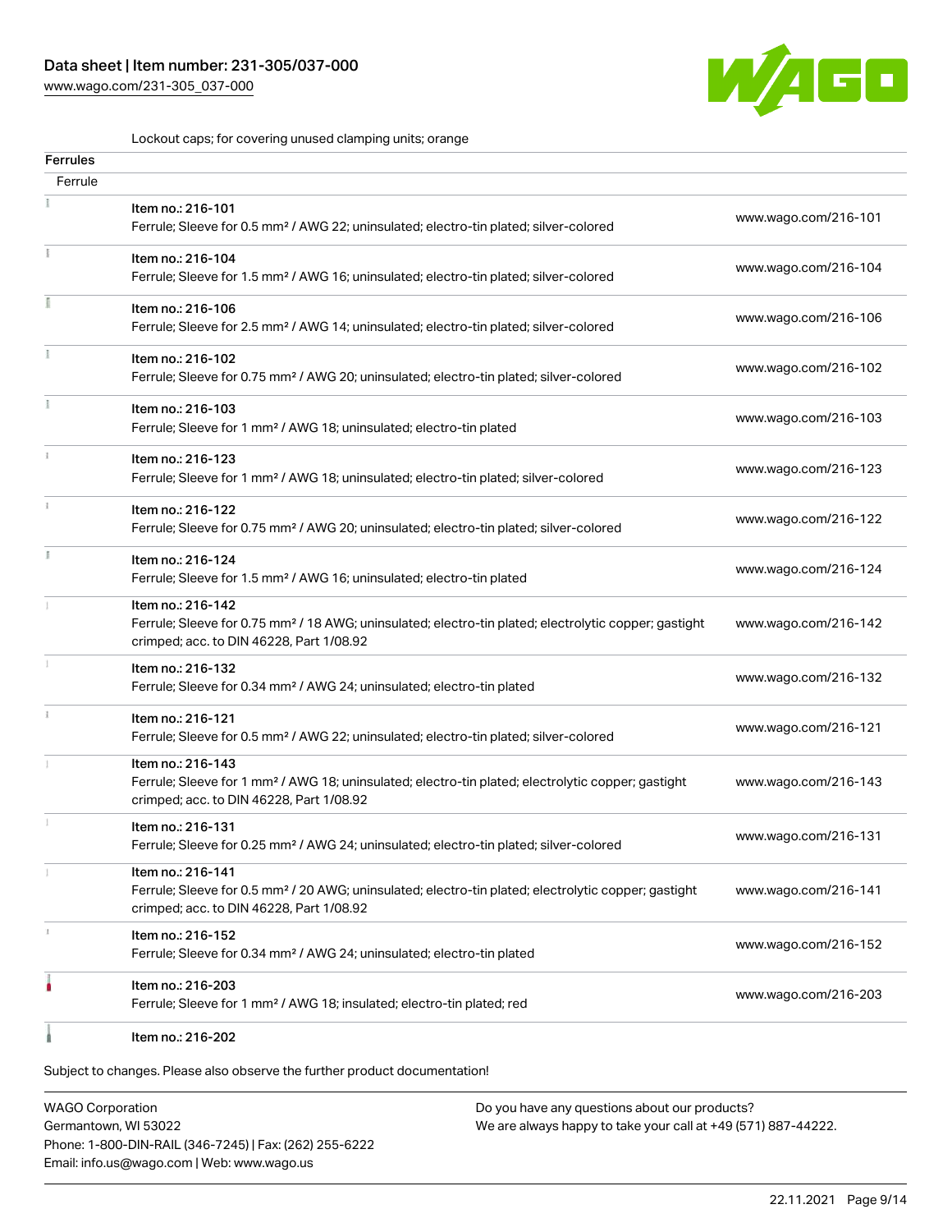Lockout caps; for covering unused clamping units; orange

| Ferrules | | |
|---|---|---|
| Ferrule | | |
| | Item no.: 216-101<br>Ferrule; Sleeve for 0.5 mm² / AWG 22; uninsulated; electro-tin plated; silver-colored | www.wago.com/216-101 |
| | Item no.: 216-104<br>Ferrule; Sleeve for 1.5 mm² / AWG 16; uninsulated; electro-tin plated; silver-colored | www.wago.com/216-104 |
| | Item no.: 216-106<br>Ferrule; Sleeve for 2.5 mm² / AWG 14; uninsulated; electro-tin plated; silver-colored | www.wago.com/216-106 |
| | Item no.: 216-102<br>Ferrule; Sleeve for 0.75 mm² / AWG 20; uninsulated; electro-tin plated; silver-colored | www.wago.com/216-102 |
| | Item no.: 216-103<br>Ferrule; Sleeve for 1 mm² / AWG 18; uninsulated; electro-tin plated | www.wago.com/216-103 |
| | Item no.: 216-123<br>Ferrule; Sleeve for 1 mm² / AWG 18; uninsulated; electro-tin plated; silver-colored | www.wago.com/216-123 |
| | Item no.: 216-122<br>Ferrule; Sleeve for 0.75 mm² / AWG 20; uninsulated; electro-tin plated; silver-colored | www.wago.com/216-122 |
| | Item no.: 216-124<br>Ferrule; Sleeve for 1.5 mm² / AWG 16; uninsulated; electro-tin plated | www.wago.com/216-124 |
| | Item no.: 216-142<br>Ferrule; Sleeve for 0.75 mm² / 18 AWG; uninsulated; electro-tin plated; electrolytic copper; gastight crimped; acc. to DIN 46228, Part 1/08.92 | www.wago.com/216-142 |
| | Item no.: 216-132<br>Ferrule; Sleeve for 0.34 mm² / AWG 24; uninsulated; electro-tin plated | www.wago.com/216-132 |
| | Item no.: 216-121<br>Ferrule; Sleeve for 0.5 mm² / AWG 22; uninsulated; electro-tin plated; silver-colored | www.wago.com/216-121 |
| | Item no.: 216-143<br>Ferrule; Sleeve for 1 mm² / AWG 18; uninsulated; electro-tin plated; electrolytic copper; gastight crimped; acc. to DIN 46228, Part 1/08.92 | www.wago.com/216-143 |
| | Item no.: 216-131<br>Ferrule; Sleeve for 0.25 mm² / AWG 24; uninsulated; electro-tin plated; silver-colored | www.wago.com/216-131 |
| | Item no.: 216-141<br>Ferrule; Sleeve for 0.5 mm² / 20 AWG; uninsulated; electro-tin plated; electrolytic copper; gastight crimped; acc. to DIN 46228, Part 1/08.92 | www.wago.com/216-141 |
| | Item no.: 216-152<br>Ferrule; Sleeve for 0.34 mm² / AWG 24; uninsulated; electro-tin plated | www.wago.com/216-152 |
| | Item no.: 216-203<br>Ferrule; Sleeve for 1 mm² / AWG 18; insulated; electro-tin plated; red | www.wago.com/216-203 |
| | Item no.: 216-202 | |

Subject to changes. Please also observe the further product documentation!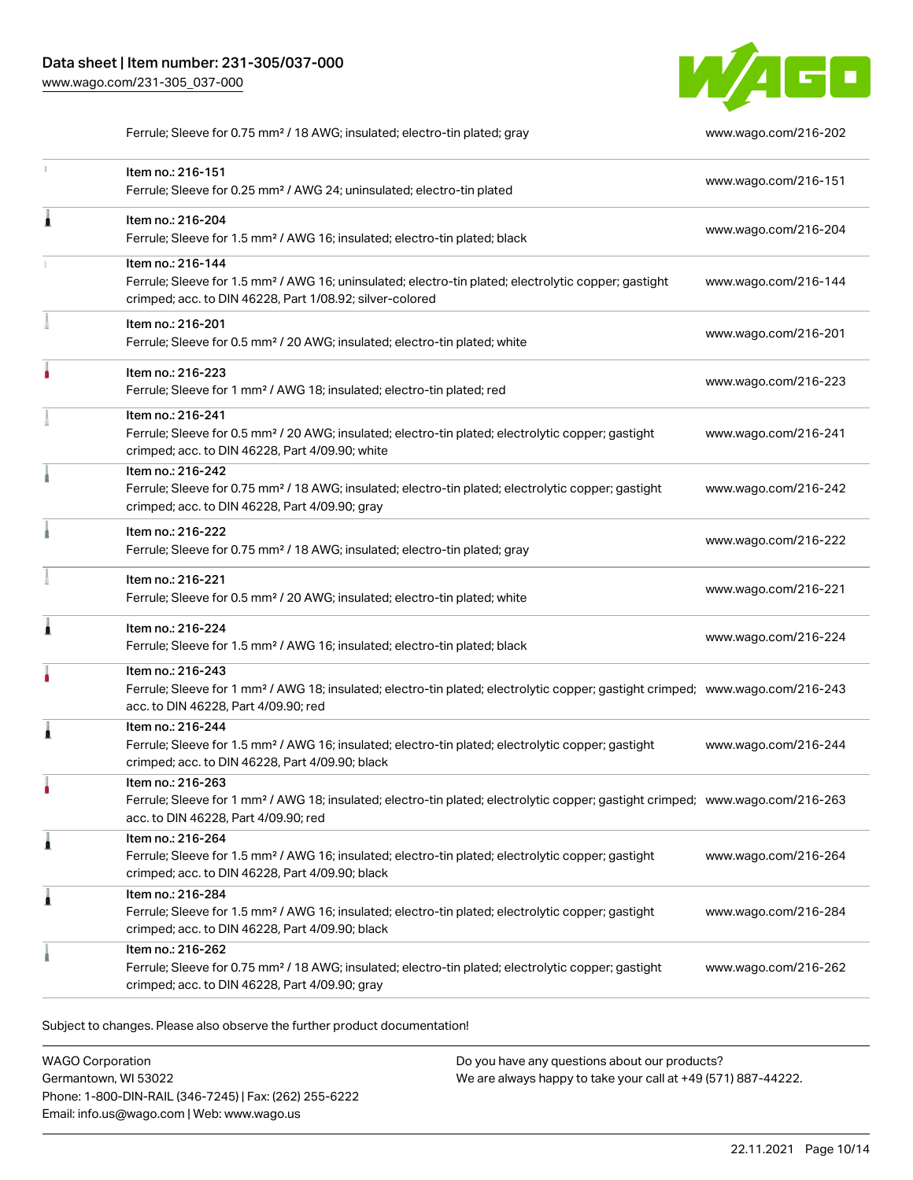| | | |
|---|---|---|
| | Ferrule; Sleeve for 0.75 mm² / 18 AWG; insulated; electro-tin plated; gray | www.wago.com/216-202 |
| | Item no.: 216-151<br>Ferrule; Sleeve for 0.25 mm² / AWG 24; uninsulated; electro-tin plated | www.wago.com/216-151 |
| | Item no.: 216-204<br>Ferrule; Sleeve for 1.5 mm² / AWG 16; insulated; electro-tin plated; black | www.wago.com/216-204 |
| | Item no.: 216-144<br>Ferrule; Sleeve for 1.5 mm² / AWG 16; uninsulated; electro-tin plated; electrolytic copper; gastight crimped; acc. to DIN 46228, Part 1/08.92; silver-colored | www.wago.com/216-144 |
| | Item no.: 216-201<br>Ferrule; Sleeve for 0.5 mm² / 20 AWG; insulated; electro-tin plated; white | www.wago.com/216-201 |
| | Item no.: 216-223<br>Ferrule; Sleeve for 1 mm² / AWG 18; insulated; electro-tin plated; red | www.wago.com/216-223 |
| | Item no.: 216-241<br>Ferrule; Sleeve for 0.5 mm² / 20 AWG; insulated; electro-tin plated; electrolytic copper; gastight crimped; acc. to DIN 46228, Part 4/09.90; white | www.wago.com/216-241 |
| | Item no.: 216-242<br>Ferrule; Sleeve for 0.75 mm² / 18 AWG; insulated; electro-tin plated; electrolytic copper; gastight crimped; acc. to DIN 46228, Part 4/09.90; gray | www.wago.com/216-242 |
| | Item no.: 216-222<br>Ferrule; Sleeve for 0.75 mm² / 18 AWG; insulated; electro-tin plated; gray | www.wago.com/216-222 |
| | Item no.: 216-221<br>Ferrule; Sleeve for 0.5 mm² / 20 AWG; insulated; electro-tin plated; white | www.wago.com/216-221 |
| | Item no.: 216-224<br>Ferrule; Sleeve for 1.5 mm² / AWG 16; insulated; electro-tin plated; black | www.wago.com/216-224 |
| | Item no.: 216-243<br>Ferrule; Sleeve for 1 mm² / AWG 18; insulated; electro-tin plated; electrolytic copper; gastight crimped; acc. to DIN 46228, Part 4/09.90; red | www.wago.com/216-243 |
| | Item no.: 216-244<br>Ferrule; Sleeve for 1.5 mm² / AWG 16; insulated; electro-tin plated; electrolytic copper; gastight crimped; acc. to DIN 46228, Part 4/09.90; black | www.wago.com/216-244 |
| | Item no.: 216-263<br>Ferrule; Sleeve for 1 mm² / AWG 18; insulated; electro-tin plated; electrolytic copper; gastight crimped; acc. to DIN 46228, Part 4/09.90; red | www.wago.com/216-263 |
| | Item no.: 216-264<br>Ferrule; Sleeve for 1.5 mm² / AWG 16; insulated; electro-tin plated; electrolytic copper; gastight crimped; acc. to DIN 46228, Part 4/09.90; black | www.wago.com/216-264 |
| | Item no.: 216-284<br>Ferrule; Sleeve for 1.5 mm² / AWG 16; insulated; electro-tin plated; electrolytic copper; gastight crimped; acc. to DIN 46228, Part 4/09.90; black | www.wago.com/216-284 |
| | Item no.: 216-262<br>Ferrule; Sleeve for 0.75 mm² / 18 AWG; insulated; electro-tin plated; electrolytic copper; gastight crimped; acc. to DIN 46228, Part 4/09.90; gray | www.wago.com/216-262 |

Subject to changes. Please also observe the further product documentation!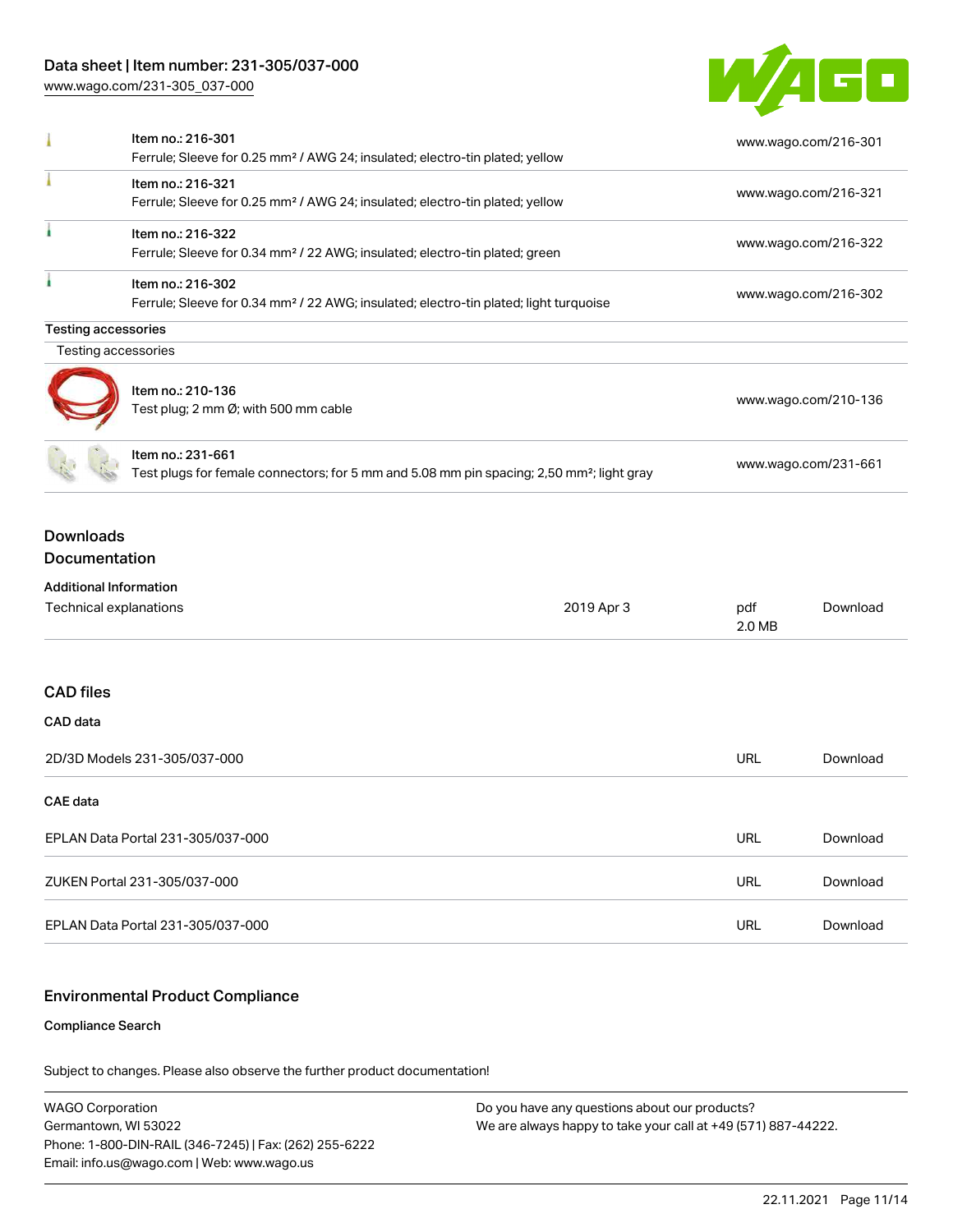| | | |
|---|---|---|
| | Item no.: 216-301<br>Ferrule; Sleeve for 0.25 mm² / AWG 24; insulated; electro-tin plated; yellow | www.wago.com/216-301 |
| | Item no.: 216-321<br>Ferrule; Sleeve for 0.25 mm² / AWG 24; insulated; electro-tin plated; yellow | www.wago.com/216-321 |
| | Item no.: 216-322<br>Ferrule; Sleeve for 0.34 mm² / 22 AWG; insulated; electro-tin plated; green | www.wago.com/216-322 |
| | Item no.: 216-302<br>Ferrule; Sleeve for 0.34 mm² / 22 AWG; insulated; electro-tin plated; light turquoise | www.wago.com/216-302 |

**Testing accessories**

Testing accessories

| | | |
|---|---|---|
| | Item no.: 210-136<br>Test plug; 2 mm Ø; with 500 mm cable | www.wago.com/210-136 |
| | Item no.: 231-661<br>Test plugs for female connectors; for 5 mm and 5.08 mm pin spacing; 2,50 mm²; light gray | www.wago.com/231-661 |

## Downloads

### Documentation

**Additional Information**

| | | | |
|---|---|---|---|
| Technical explanations | 2019 Apr 3 | pdf<br>2.0 MB | Download |

### CAD files

**CAD data**

| | | |
|---|---|---|
| 2D/3D Models 231-305/037-000 | URL | Download |

**CAE data**

| | | |
|---|---|---|
| EPLAN Data Portal 231-305/037-000 | URL | Download |
| ZUKEN Portal 231-305/037-000 | URL | Download |
| EPLAN Data Portal 231-305/037-000 | URL | Download |

## Environmental Product Compliance

**Compliance Search**

Subject to changes. Please also observe the further product documentation!

WAGO Corporation
Germantown, WI 53022
Phone: 1-800-DIN-RAIL (346-7245) | Fax: (262) 255-6222
Email: info.us@wago.com | Web: www.wago.us

Do you have any questions about our products?
We are always happy to take your call at +49 (571) 887-44222.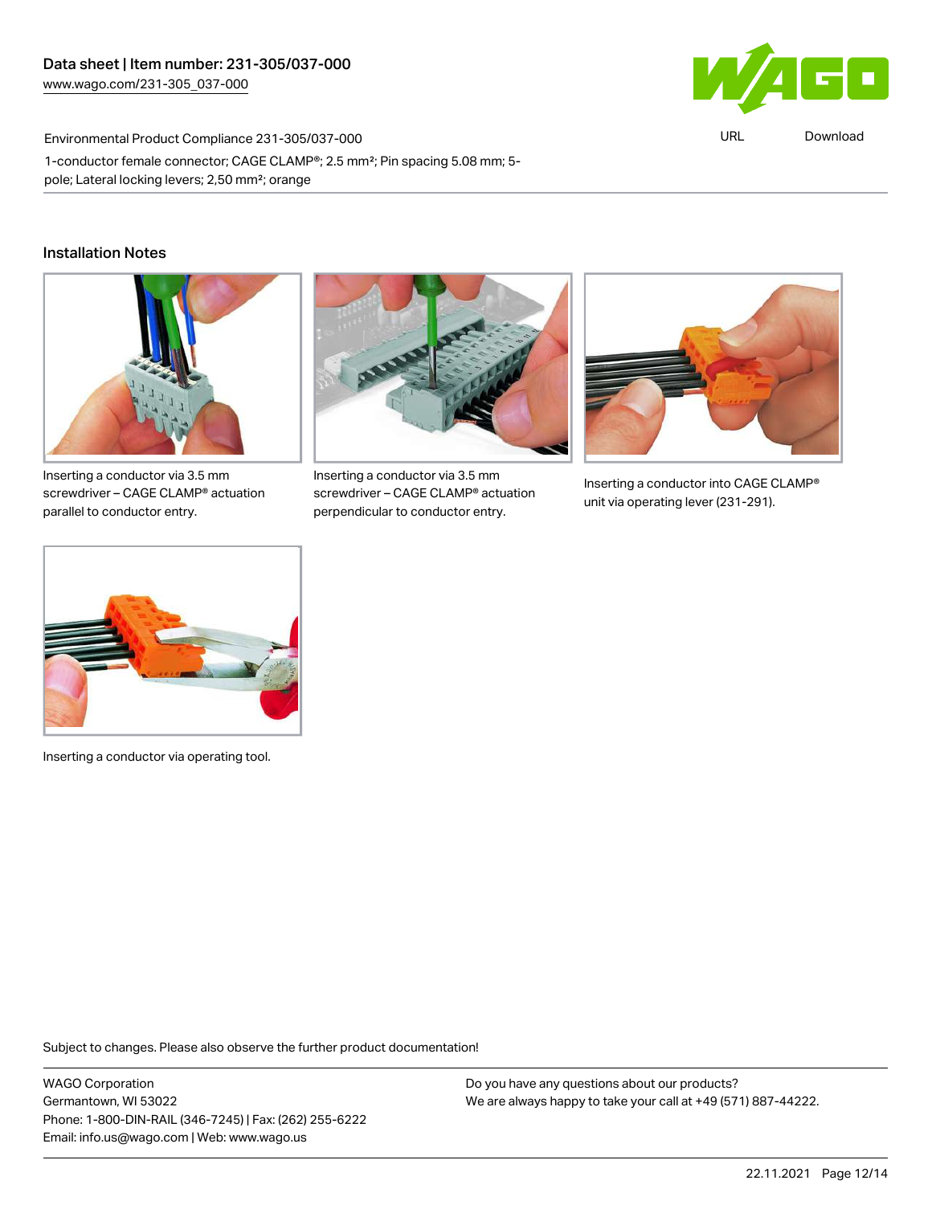Environmental Product Compliance 231-305/037-000

1-conductor female connector; CAGE CLAMP®; 2.5 mm²; Pin spacing 5.08 mm; 5-pole; Lateral locking levers; 2,50 mm²; orange

## Installation Notes

Inserting a conductor via 3.5 mm screwdriver – CAGE CLAMP® actuation parallel to conductor entry.

Inserting a conductor via 3.5 mm screwdriver – CAGE CLAMP® actuation perpendicular to conductor entry.

Inserting a conductor into CAGE CLAMP® unit via operating lever (231-291).

Inserting a conductor via operating tool.

Subject to changes. Please also observe the further product documentation!

WAGO Corporation
Germantown, WI 53022
Phone: 1-800-DIN-RAIL (346-7245) | Fax: (262) 255-6222
Email: info.us@wago.com | Web: www.wago.us

Do you have any questions about our products?
We are always happy to take your call at +49 (571) 887-44222.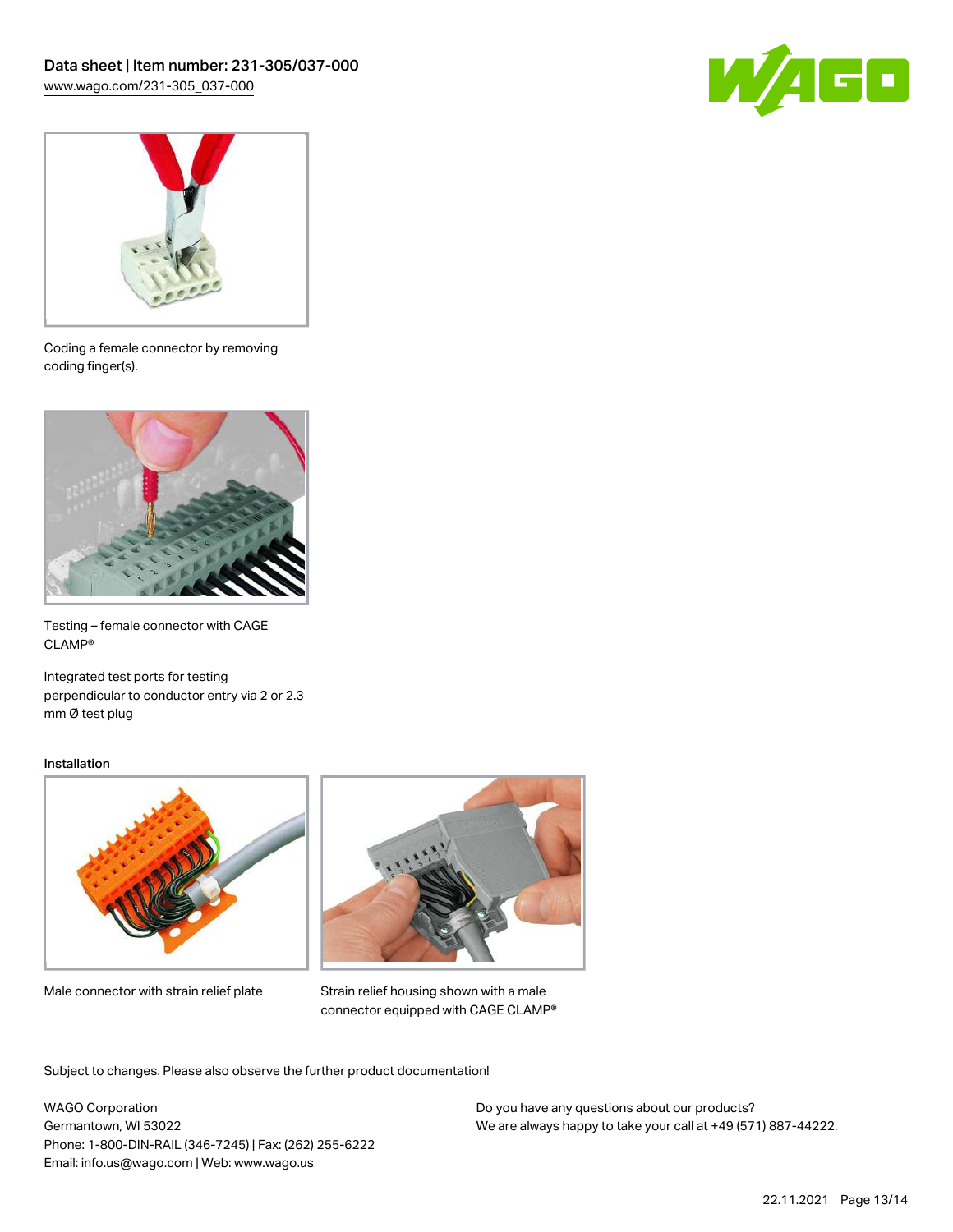Coding a female connector by removing coding finger(s).

Testing – female connector with CAGE CLAMP®

Integrated test ports for testing perpendicular to conductor entry via 2 or 2.3 mm Ø test plug

Installation

Male connector with strain relief plate

Strain relief housing shown with a male connector equipped with CAGE CLAMP®

Subject to changes. Please also observe the further product documentation!

WAGO Corporation
Germantown, WI 53022
Phone: 1-800-DIN-RAIL (346-7245) | Fax: (262) 255-6222
Email: info.us@wago.com | Web: www.wago.us

Do you have any questions about our products?
We are always happy to take your call at +49 (571) 887-44222.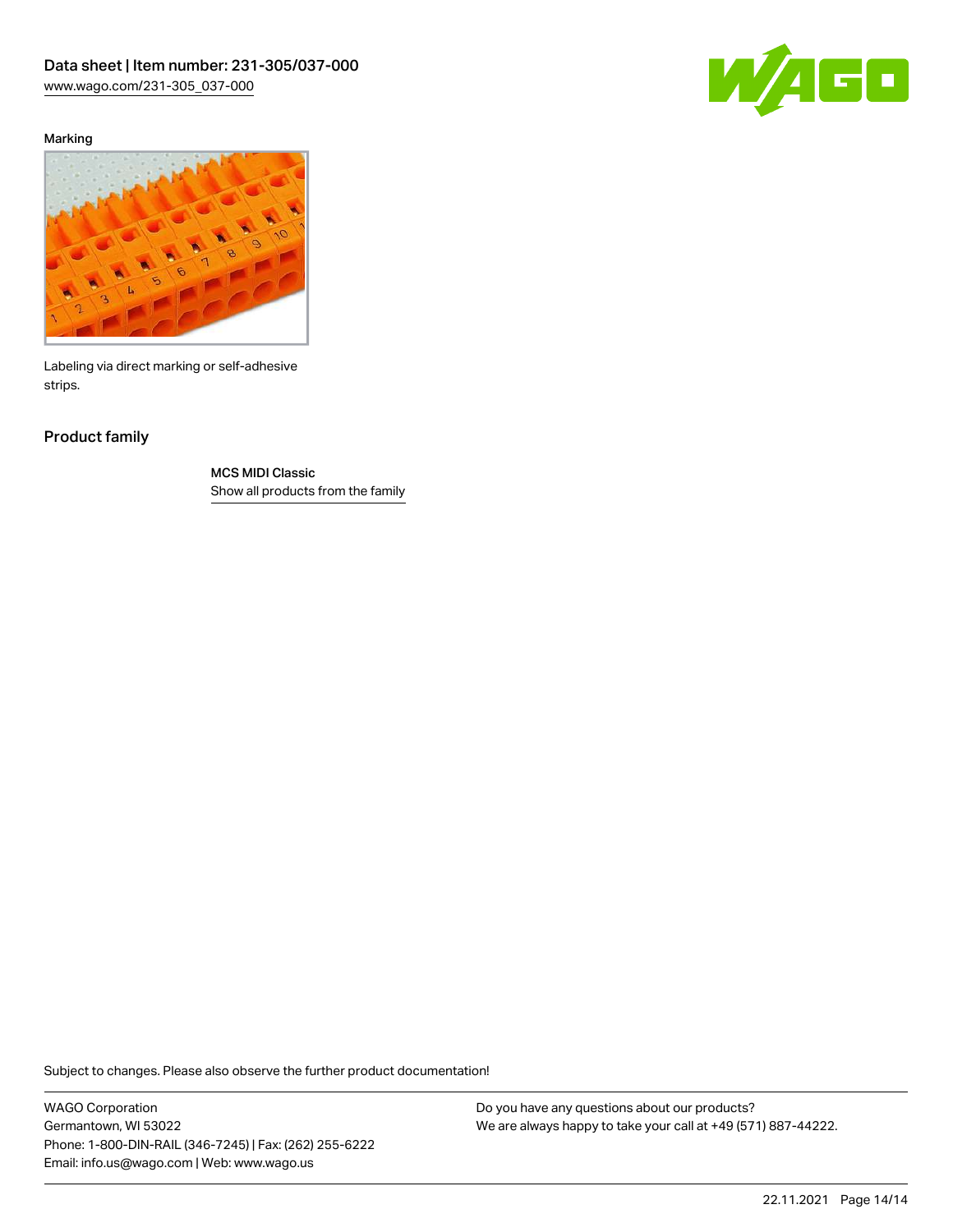Marking

Labeling via direct marking or self-adhesive strips.

## Product family

MCS MIDI Classic
Show all products from the family

Subject to changes. Please also observe the further product documentation!

WAGO Corporation
Germantown, WI 53022
Phone: 1-800-DIN-RAIL (346-7245) | Fax: (262) 255-6222
Email: info.us@wago.com | Web: www.wago.us

Do you have any questions about our products?
We are always happy to take your call at +49 (571) 887-44222.